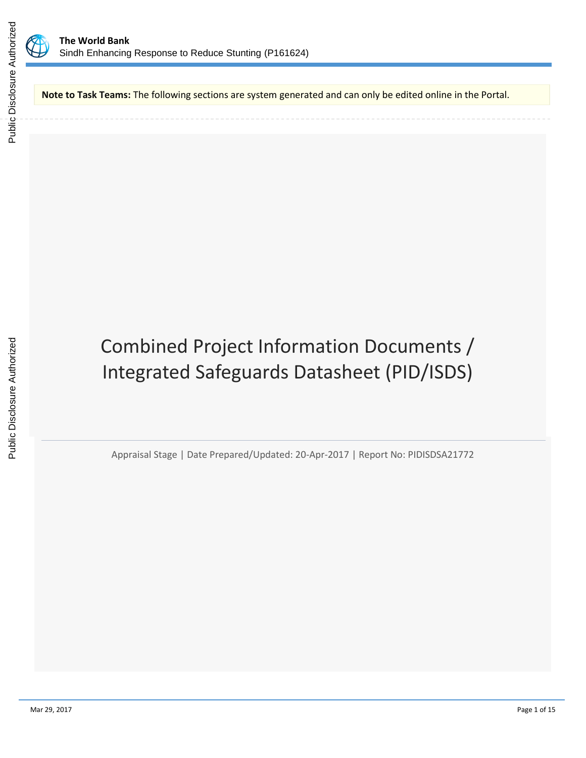**The World Bank**
Sindh Enhancing Response to Reduce Stunting (P161624)

**Note to Task Teams:** The following sections are system generated and can only be edited online in the Portal.

# Combined Project Information Documents / Integrated Safeguards Datasheet (PID/ISDS)

Appraisal Stage | Date Prepared/Updated: 20-Apr-2017 | Report No: PIDISDSA21772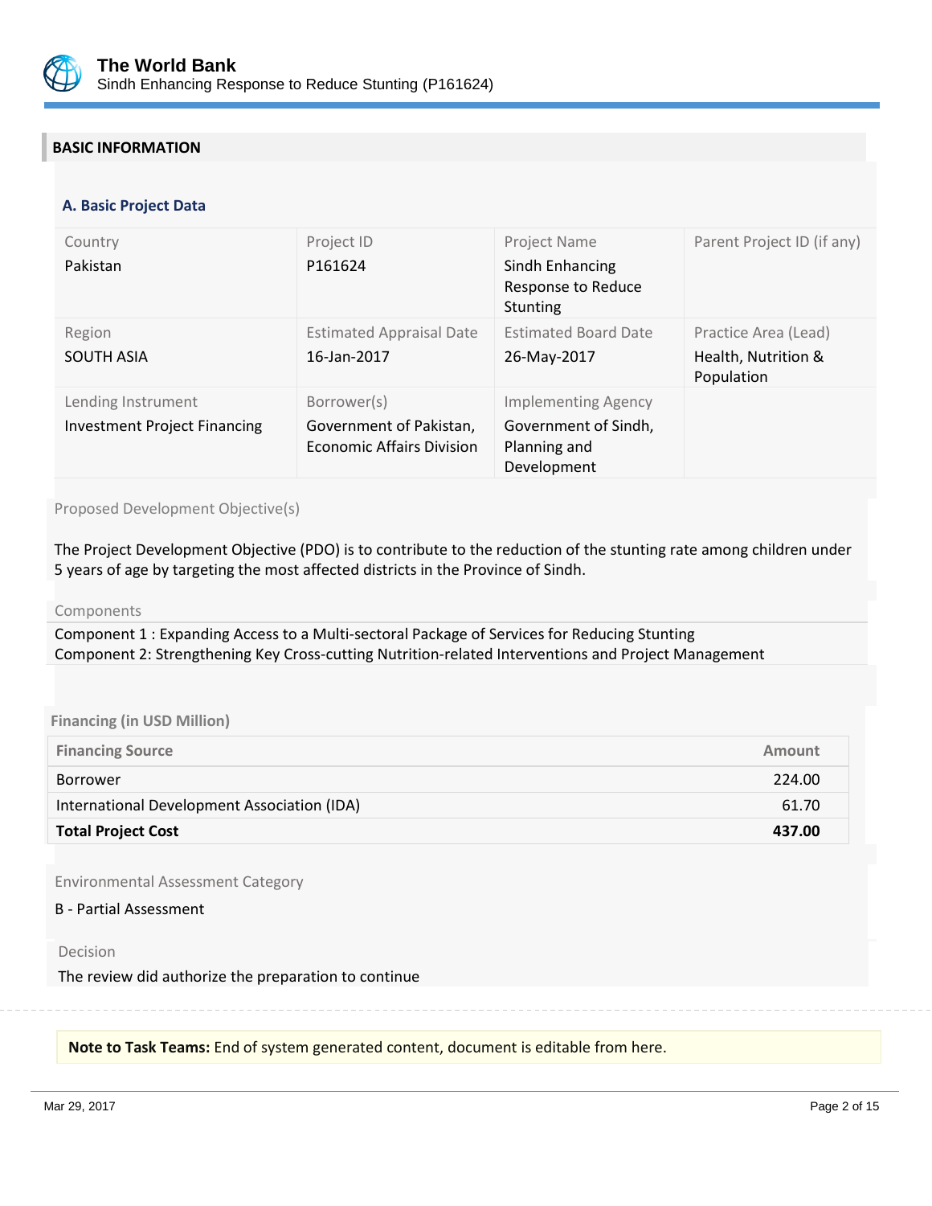## BASIC INFORMATION

### A. Basic Project Data

| Country | Project ID | Project Name | Parent Project ID (if any) |
|---|---|---|---|
| Pakistan | P161624 | Sindh Enhancing Response to Reduce Stunting | |
| **Region** | **Estimated Appraisal Date** | **Estimated Board Date** | **Practice Area (Lead)** |
| SOUTH ASIA | 16-Jan-2017 | 26-May-2017 | Health, Nutrition & Population |
| **Lending Instrument** | **Borrower(s)** | **Implementing Agency** | |
| Investment Project Financing | Government of Pakistan, Economic Affairs Division | Government of Sindh, Planning and Development | |

Proposed Development Objective(s)

The Project Development Objective (PDO) is to contribute to the reduction of the stunting rate among children under 5 years of age by targeting the most affected districts in the Province of Sindh.

Components

Component 1 : Expanding Access to a Multi-sectoral Package of Services for Reducing Stunting
Component 2: Strengthening Key Cross-cutting Nutrition-related Interventions and Project Management

**Financing (in USD Million)**

| Financing Source | Amount |
|---|---:|
| Borrower | 224.00 |
| International Development Association (IDA) | 61.70 |
| **Total Project Cost** | **437.00** |

Environmental Assessment Category

B - Partial Assessment

Decision

The review did authorize the preparation to continue

**Note to Task Teams:** End of system generated content, document is editable from here.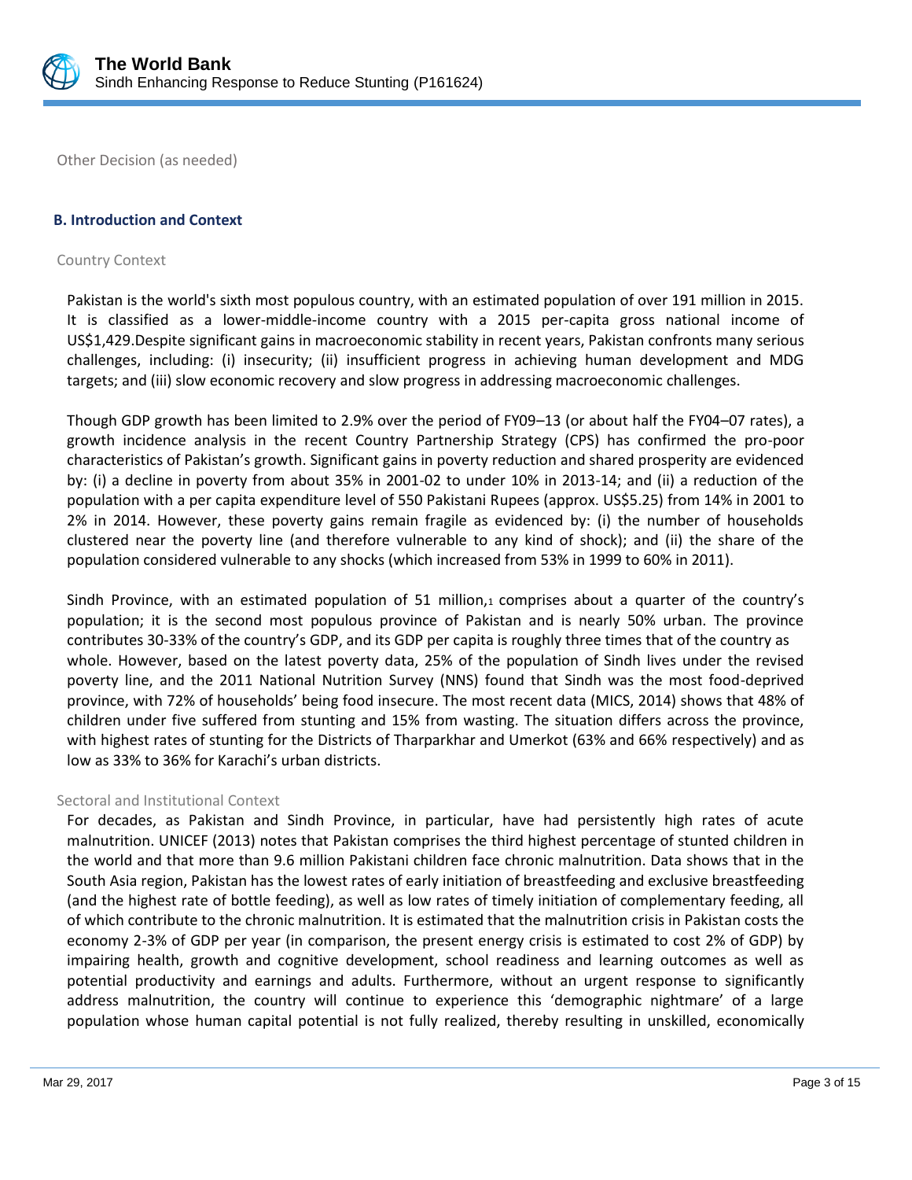Other Decision (as needed)

### B. Introduction and Context

Country Context

Pakistan is the world's sixth most populous country, with an estimated population of over 191 million in 2015. It is classified as a lower-middle-income country with a 2015 per-capita gross national income of US$1,429.Despite significant gains in macroeconomic stability in recent years, Pakistan confronts many serious challenges, including: (i) insecurity; (ii) insufficient progress in achieving human development and MDG targets; and (iii) slow economic recovery and slow progress in addressing macroeconomic challenges.

Though GDP growth has been limited to 2.9% over the period of FY09–13 (or about half the FY04–07 rates), a growth incidence analysis in the recent Country Partnership Strategy (CPS) has confirmed the pro-poor characteristics of Pakistan's growth. Significant gains in poverty reduction and shared prosperity are evidenced by: (i) a decline in poverty from about 35% in 2001-02 to under 10% in 2013-14; and (ii) a reduction of the population with a per capita expenditure level of 550 Pakistani Rupees (approx. US$5.25) from 14% in 2001 to 2% in 2014. However, these poverty gains remain fragile as evidenced by: (i) the number of households clustered near the poverty line (and therefore vulnerable to any kind of shock); and (ii) the share of the population considered vulnerable to any shocks (which increased from 53% in 1999 to 60% in 2011).

Sindh Province, with an estimated population of 51 million,[1] comprises about a quarter of the country's population; it is the second most populous province of Pakistan and is nearly 50% urban. The province contributes 30-33% of the country's GDP, and its GDP per capita is roughly three times that of the country as whole. However, based on the latest poverty data, 25% of the population of Sindh lives under the revised poverty line, and the 2011 National Nutrition Survey (NNS) found that Sindh was the most food-deprived province, with 72% of households' being food insecure. The most recent data (MICS, 2014) shows that 48% of children under five suffered from stunting and 15% from wasting. The situation differs across the province, with highest rates of stunting for the Districts of Tharparkhar and Umerkot (63% and 66% respectively) and as low as 33% to 36% for Karachi's urban districts.

Sectoral and Institutional Context

For decades, as Pakistan and Sindh Province, in particular, have had persistently high rates of acute malnutrition. UNICEF (2013) notes that Pakistan comprises the third highest percentage of stunted children in the world and that more than 9.6 million Pakistani children face chronic malnutrition. Data shows that in the South Asia region, Pakistan has the lowest rates of early initiation of breastfeeding and exclusive breastfeeding (and the highest rate of bottle feeding), as well as low rates of timely initiation of complementary feeding, all of which contribute to the chronic malnutrition. It is estimated that the malnutrition crisis in Pakistan costs the economy 2-3% of GDP per year (in comparison, the present energy crisis is estimated to cost 2% of GDP) by impairing health, growth and cognitive development, school readiness and learning outcomes as well as potential productivity and earnings and adults. Furthermore, without an urgent response to significantly address malnutrition, the country will continue to experience this 'demographic nightmare' of a large population whose human capital potential is not fully realized, thereby resulting in unskilled, economically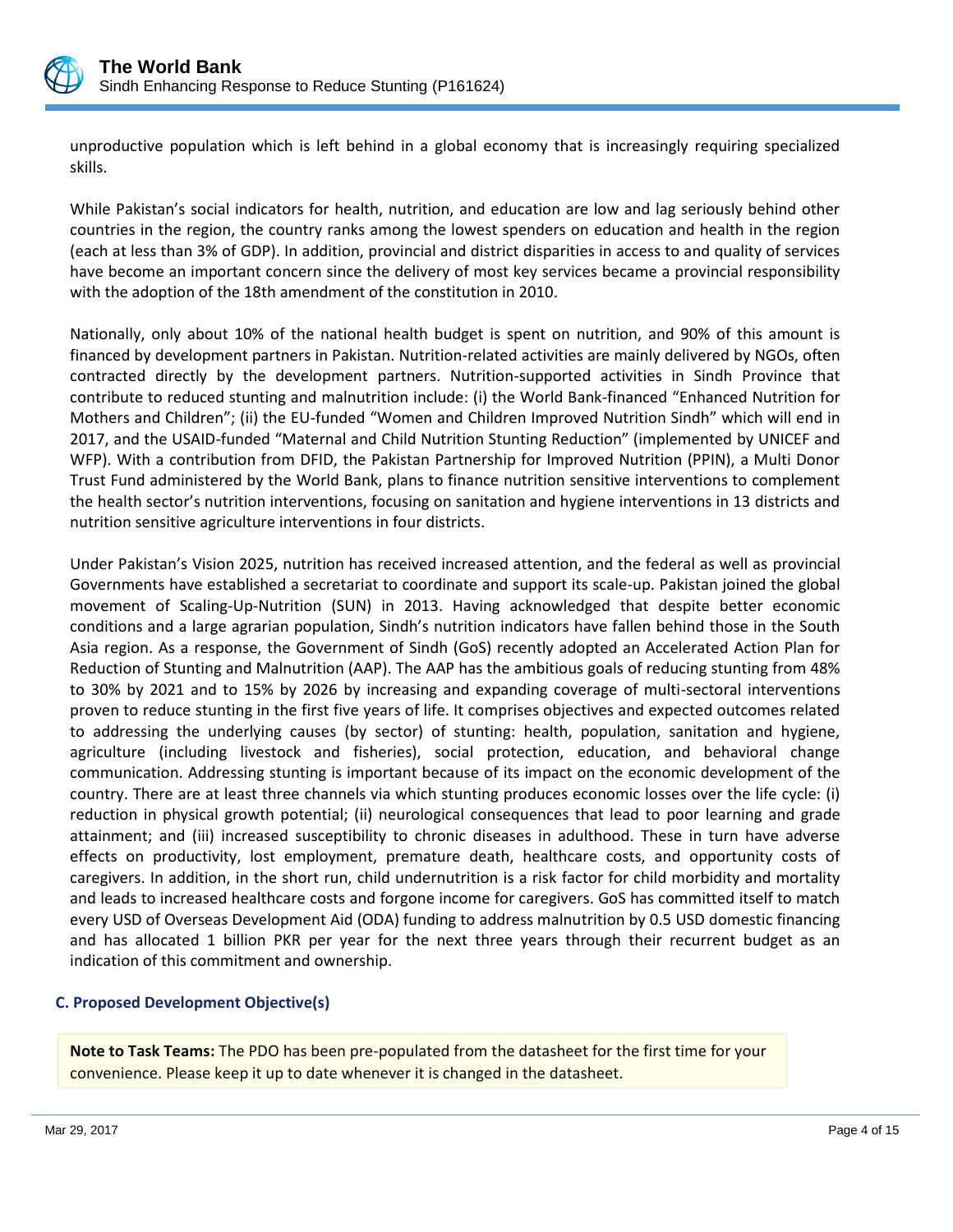unproductive population which is left behind in a global economy that is increasingly requiring specialized skills.

While Pakistan's social indicators for health, nutrition, and education are low and lag seriously behind other countries in the region, the country ranks among the lowest spenders on education and health in the region (each at less than 3% of GDP). In addition, provincial and district disparities in access to and quality of services have become an important concern since the delivery of most key services became a provincial responsibility with the adoption of the 18th amendment of the constitution in 2010.

Nationally, only about 10% of the national health budget is spent on nutrition, and 90% of this amount is financed by development partners in Pakistan. Nutrition-related activities are mainly delivered by NGOs, often contracted directly by the development partners. Nutrition-supported activities in Sindh Province that contribute to reduced stunting and malnutrition include: (i) the World Bank-financed "Enhanced Nutrition for Mothers and Children"; (ii) the EU-funded "Women and Children Improved Nutrition Sindh" which will end in 2017, and the USAID-funded "Maternal and Child Nutrition Stunting Reduction" (implemented by UNICEF and WFP). With a contribution from DFID, the Pakistan Partnership for Improved Nutrition (PPIN), a Multi Donor Trust Fund administered by the World Bank, plans to finance nutrition sensitive interventions to complement the health sector's nutrition interventions, focusing on sanitation and hygiene interventions in 13 districts and nutrition sensitive agriculture interventions in four districts.

Under Pakistan's Vision 2025, nutrition has received increased attention, and the federal as well as provincial Governments have established a secretariat to coordinate and support its scale-up. Pakistan joined the global movement of Scaling-Up-Nutrition (SUN) in 2013. Having acknowledged that despite better economic conditions and a large agrarian population, Sindh's nutrition indicators have fallen behind those in the South Asia region. As a response, the Government of Sindh (GoS) recently adopted an Accelerated Action Plan for Reduction of Stunting and Malnutrition (AAP). The AAP has the ambitious goals of reducing stunting from 48% to 30% by 2021 and to 15% by 2026 by increasing and expanding coverage of multi-sectoral interventions proven to reduce stunting in the first five years of life. It comprises objectives and expected outcomes related to addressing the underlying causes (by sector) of stunting: health, population, sanitation and hygiene, agriculture (including livestock and fisheries), social protection, education, and behavioral change communication. Addressing stunting is important because of its impact on the economic development of the country. There are at least three channels via which stunting produces economic losses over the life cycle: (i) reduction in physical growth potential; (ii) neurological consequences that lead to poor learning and grade attainment; and (iii) increased susceptibility to chronic diseases in adulthood. These in turn have adverse effects on productivity, lost employment, premature death, healthcare costs, and opportunity costs of caregivers. In addition, in the short run, child undernutrition is a risk factor for child morbidity and mortality and leads to increased healthcare costs and forgone income for caregivers. GoS has committed itself to match every USD of Overseas Development Aid (ODA) funding to address malnutrition by 0.5 USD domestic financing and has allocated 1 billion PKR per year for the next three years through their recurrent budget as an indication of this commitment and ownership.

### C. Proposed Development Objective(s)

**Note to Task Teams:** The PDO has been pre-populated from the datasheet for the first time for your convenience. Please keep it up to date whenever it is changed in the datasheet.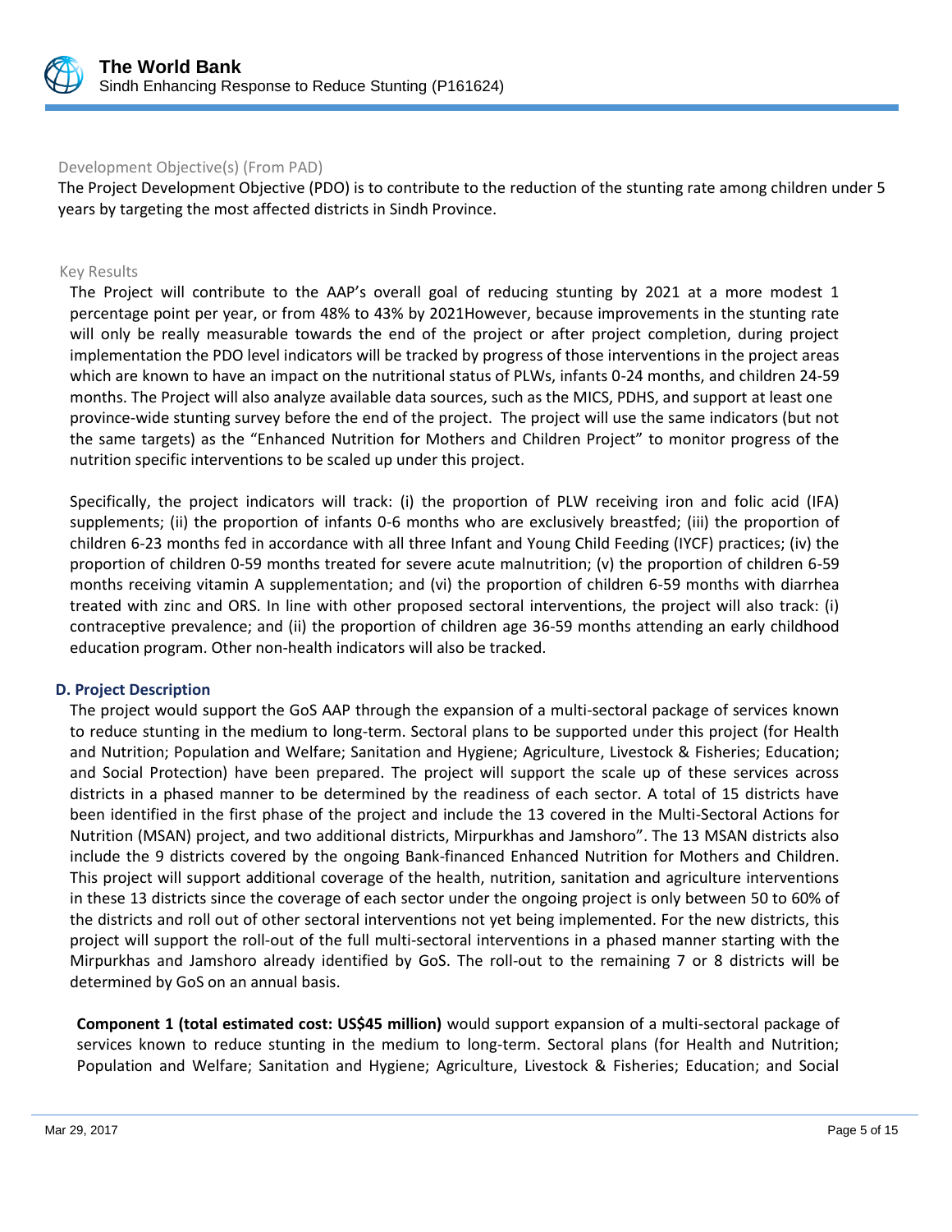Development Objective(s) (From PAD)

The Project Development Objective (PDO) is to contribute to the reduction of the stunting rate among children under 5 years by targeting the most affected districts in Sindh Province.

Key Results

The Project will contribute to the AAP's overall goal of reducing stunting by 2021 at a more modest 1 percentage point per year, or from 48% to 43% by 2021However, because improvements in the stunting rate will only be really measurable towards the end of the project or after project completion, during project implementation the PDO level indicators will be tracked by progress of those interventions in the project areas which are known to have an impact on the nutritional status of PLWs, infants 0-24 months, and children 24-59 months. The Project will also analyze available data sources, such as the MICS, PDHS, and support at least one province-wide stunting survey before the end of the project. The project will use the same indicators (but not the same targets) as the "Enhanced Nutrition for Mothers and Children Project" to monitor progress of the nutrition specific interventions to be scaled up under this project.

Specifically, the project indicators will track: (i) the proportion of PLW receiving iron and folic acid (IFA) supplements; (ii) the proportion of infants 0-6 months who are exclusively breastfed; (iii) the proportion of children 6-23 months fed in accordance with all three Infant and Young Child Feeding (IYCF) practices; (iv) the proportion of children 0-59 months treated for severe acute malnutrition; (v) the proportion of children 6-59 months receiving vitamin A supplementation; and (vi) the proportion of children 6-59 months with diarrhea treated with zinc and ORS. In line with other proposed sectoral interventions, the project will also track: (i) contraceptive prevalence; and (ii) the proportion of children age 36-59 months attending an early childhood education program. Other non-health indicators will also be tracked.

## D. Project Description

The project would support the GoS AAP through the expansion of a multi-sectoral package of services known to reduce stunting in the medium to long-term. Sectoral plans to be supported under this project (for Health and Nutrition; Population and Welfare; Sanitation and Hygiene; Agriculture, Livestock & Fisheries; Education; and Social Protection) have been prepared. The project will support the scale up of these services across districts in a phased manner to be determined by the readiness of each sector. A total of 15 districts have been identified in the first phase of the project and include the 13 covered in the Multi-Sectoral Actions for Nutrition (MSAN) project, and two additional districts, Mirpurkhas and Jamshoro". The 13 MSAN districts also include the 9 districts covered by the ongoing Bank-financed Enhanced Nutrition for Mothers and Children. This project will support additional coverage of the health, nutrition, sanitation and agriculture interventions in these 13 districts since the coverage of each sector under the ongoing project is only between 50 to 60% of the districts and roll out of other sectoral interventions not yet being implemented. For the new districts, this project will support the roll-out of the full multi-sectoral interventions in a phased manner starting with the Mirpurkhas and Jamshoro already identified by GoS. The roll-out to the remaining 7 or 8 districts will be determined by GoS on an annual basis.

**Component 1 (total estimated cost: US$45 million)** would support expansion of a multi-sectoral package of services known to reduce stunting in the medium to long-term. Sectoral plans (for Health and Nutrition; Population and Welfare; Sanitation and Hygiene; Agriculture, Livestock & Fisheries; Education; and Social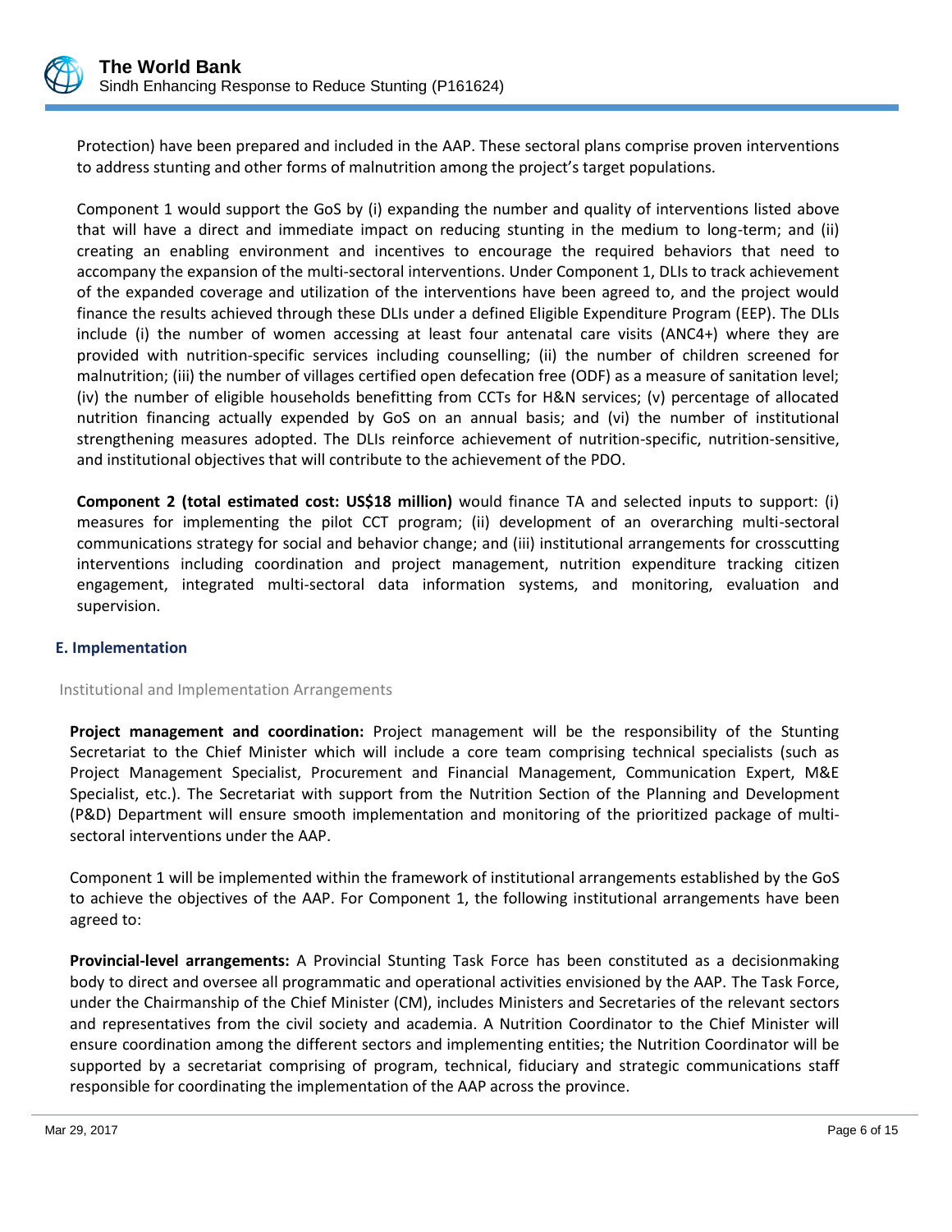Protection) have been prepared and included in the AAP. These sectoral plans comprise proven interventions to address stunting and other forms of malnutrition among the project's target populations.

Component 1 would support the GoS by (i) expanding the number and quality of interventions listed above that will have a direct and immediate impact on reducing stunting in the medium to long-term; and (ii) creating an enabling environment and incentives to encourage the required behaviors that need to accompany the expansion of the multi-sectoral interventions. Under Component 1, DLIs to track achievement of the expanded coverage and utilization of the interventions have been agreed to, and the project would finance the results achieved through these DLIs under a defined Eligible Expenditure Program (EEP). The DLIs include (i) the number of women accessing at least four antenatal care visits (ANC4+) where they are provided with nutrition-specific services including counselling; (ii) the number of children screened for malnutrition; (iii) the number of villages certified open defecation free (ODF) as a measure of sanitation level; (iv) the number of eligible households benefitting from CCTs for H&N services; (v) percentage of allocated nutrition financing actually expended by GoS on an annual basis; and (vi) the number of institutional strengthening measures adopted. The DLIs reinforce achievement of nutrition-specific, nutrition-sensitive, and institutional objectives that will contribute to the achievement of the PDO.

**Component 2 (total estimated cost: US$18 million)** would finance TA and selected inputs to support: (i) measures for implementing the pilot CCT program; (ii) development of an overarching multi-sectoral communications strategy for social and behavior change; and (iii) institutional arrangements for crosscutting interventions including coordination and project management, nutrition expenditure tracking citizen engagement, integrated multi-sectoral data information systems, and monitoring, evaluation and supervision.

## E. Implementation

### Institutional and Implementation Arrangements

**Project management and coordination:** Project management will be the responsibility of the Stunting Secretariat to the Chief Minister which will include a core team comprising technical specialists (such as Project Management Specialist, Procurement and Financial Management, Communication Expert, M&E Specialist, etc.). The Secretariat with support from the Nutrition Section of the Planning and Development (P&D) Department will ensure smooth implementation and monitoring of the prioritized package of multi-sectoral interventions under the AAP.

Component 1 will be implemented within the framework of institutional arrangements established by the GoS to achieve the objectives of the AAP. For Component 1, the following institutional arrangements have been agreed to:

**Provincial-level arrangements:** A Provincial Stunting Task Force has been constituted as a decisionmaking body to direct and oversee all programmatic and operational activities envisioned by the AAP. The Task Force, under the Chairmanship of the Chief Minister (CM), includes Ministers and Secretaries of the relevant sectors and representatives from the civil society and academia. A Nutrition Coordinator to the Chief Minister will ensure coordination among the different sectors and implementing entities; the Nutrition Coordinator will be supported by a secretariat comprising of program, technical, fiduciary and strategic communications staff responsible for coordinating the implementation of the AAP across the province.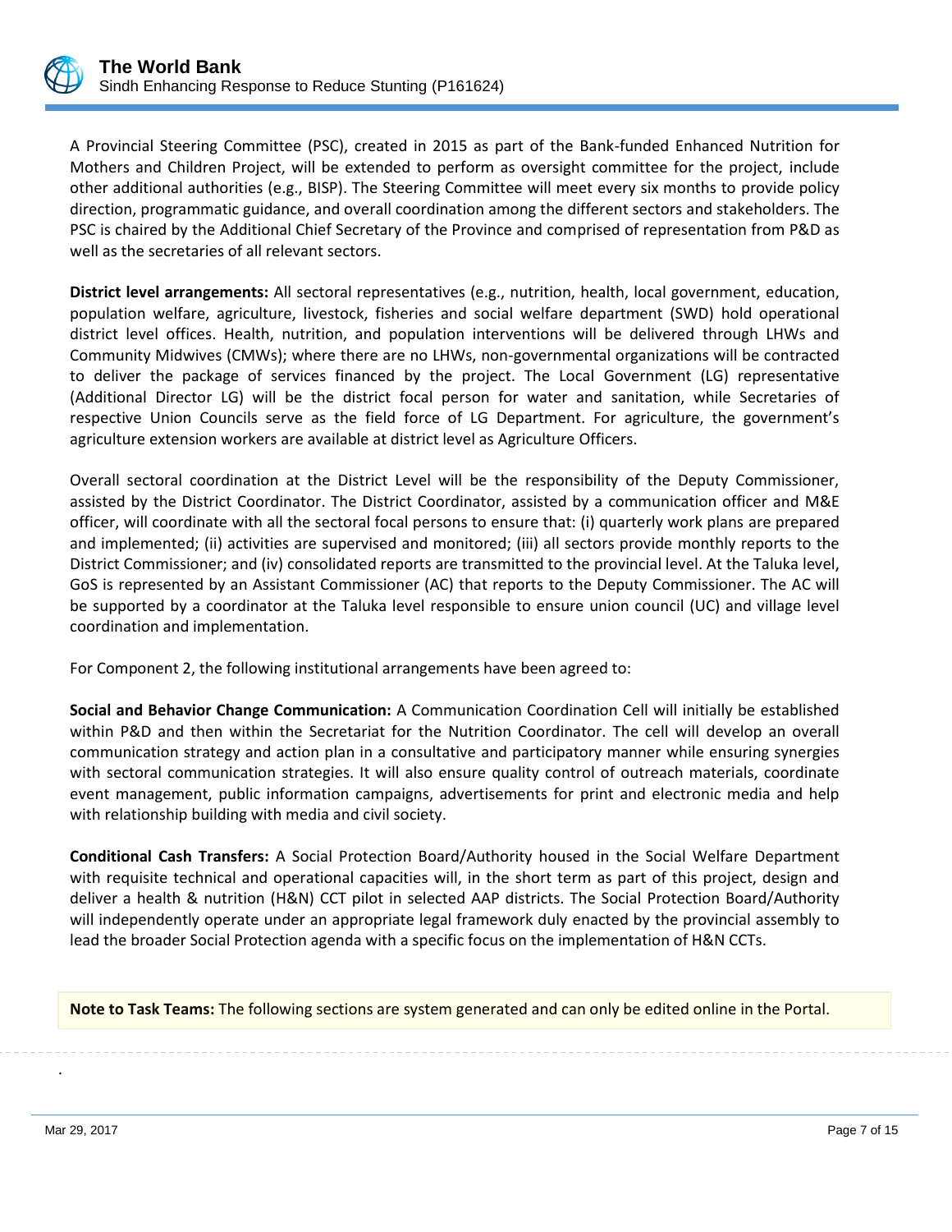A Provincial Steering Committee (PSC), created in 2015 as part of the Bank-funded Enhanced Nutrition for Mothers and Children Project, will be extended to perform as oversight committee for the project, include other additional authorities (e.g., BISP). The Steering Committee will meet every six months to provide policy direction, programmatic guidance, and overall coordination among the different sectors and stakeholders. The PSC is chaired by the Additional Chief Secretary of the Province and comprised of representation from P&D as well as the secretaries of all relevant sectors.

**District level arrangements:** All sectoral representatives (e.g., nutrition, health, local government, education, population welfare, agriculture, livestock, fisheries and social welfare department (SWD) hold operational district level offices. Health, nutrition, and population interventions will be delivered through LHWs and Community Midwives (CMWs); where there are no LHWs, non-governmental organizations will be contracted to deliver the package of services financed by the project. The Local Government (LG) representative (Additional Director LG) will be the district focal person for water and sanitation, while Secretaries of respective Union Councils serve as the field force of LG Department. For agriculture, the government's agriculture extension workers are available at district level as Agriculture Officers.

Overall sectoral coordination at the District Level will be the responsibility of the Deputy Commissioner, assisted by the District Coordinator. The District Coordinator, assisted by a communication officer and M&E officer, will coordinate with all the sectoral focal persons to ensure that: (i) quarterly work plans are prepared and implemented; (ii) activities are supervised and monitored; (iii) all sectors provide monthly reports to the District Commissioner; and (iv) consolidated reports are transmitted to the provincial level. At the Taluka level, GoS is represented by an Assistant Commissioner (AC) that reports to the Deputy Commissioner. The AC will be supported by a coordinator at the Taluka level responsible to ensure union council (UC) and village level coordination and implementation.

For Component 2, the following institutional arrangements have been agreed to:

**Social and Behavior Change Communication:** A Communication Coordination Cell will initially be established within P&D and then within the Secretariat for the Nutrition Coordinator. The cell will develop an overall communication strategy and action plan in a consultative and participatory manner while ensuring synergies with sectoral communication strategies. It will also ensure quality control of outreach materials, coordinate event management, public information campaigns, advertisements for print and electronic media and help with relationship building with media and civil society.

**Conditional Cash Transfers:** A Social Protection Board/Authority housed in the Social Welfare Department with requisite technical and operational capacities will, in the short term as part of this project, design and deliver a health & nutrition (H&N) CCT pilot in selected AAP districts. The Social Protection Board/Authority will independently operate under an appropriate legal framework duly enacted by the provincial assembly to lead the broader Social Protection agenda with a specific focus on the implementation of H&N CCTs.

**Note to Task Teams:** The following sections are system generated and can only be edited online in the Portal.

.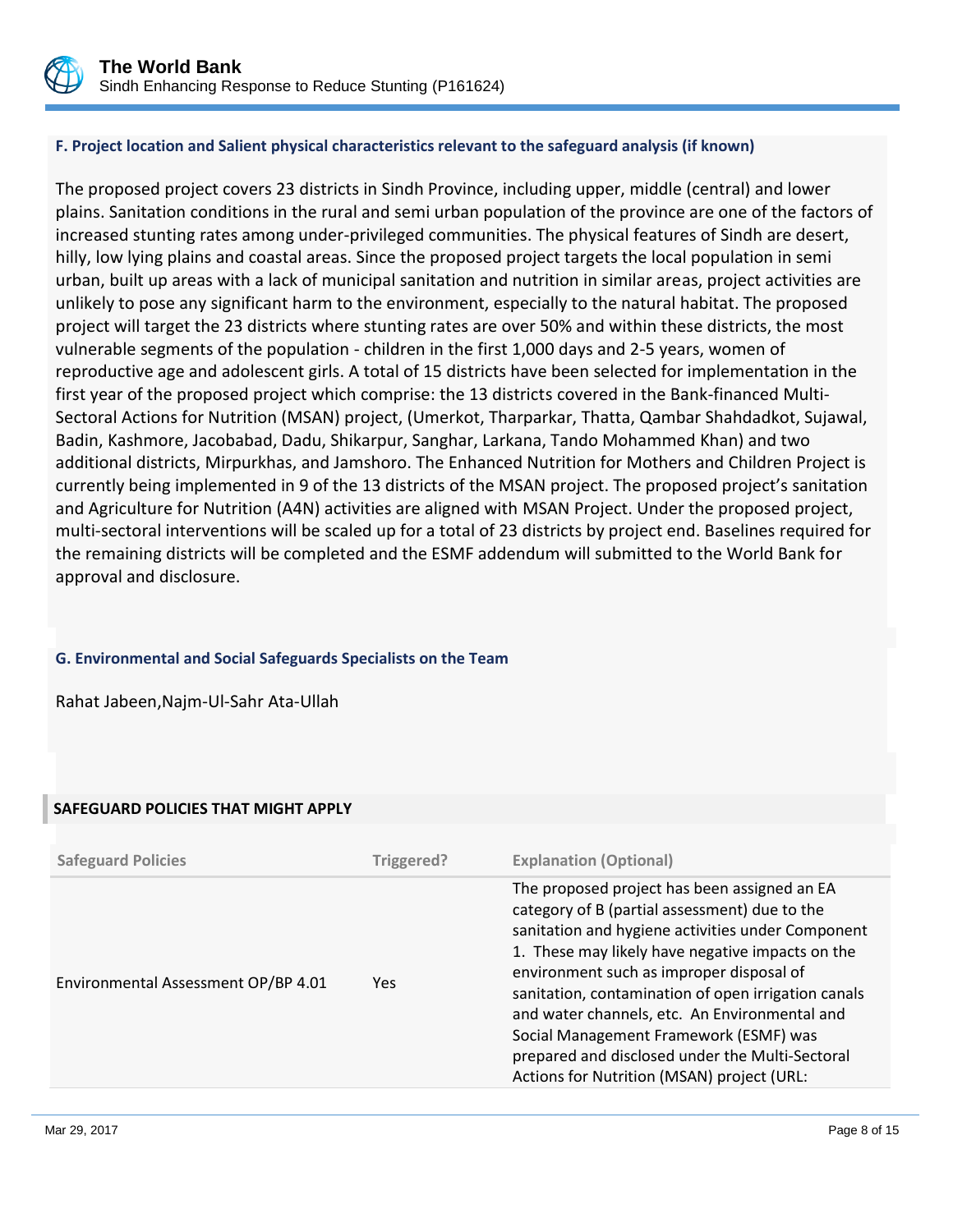#### F. Project location and Salient physical characteristics relevant to the safeguard analysis (if known)

The proposed project covers 23 districts in Sindh Province, including upper, middle (central) and lower plains. Sanitation conditions in the rural and semi urban population of the province are one of the factors of increased stunting rates among under-privileged communities. The physical features of Sindh are desert, hilly, low lying plains and coastal areas. Since the proposed project targets the local population in semi urban, built up areas with a lack of municipal sanitation and nutrition in similar areas, project activities are unlikely to pose any significant harm to the environment, especially to the natural habitat. The proposed project will target the 23 districts where stunting rates are over 50% and within these districts, the most vulnerable segments of the population - children in the first 1,000 days and 2-5 years, women of reproductive age and adolescent girls. A total of 15 districts have been selected for implementation in the first year of the proposed project which comprise: the 13 districts covered in the Bank-financed Multi-Sectoral Actions for Nutrition (MSAN) project, (Umerkot, Tharparkar, Thatta, Qambar Shahdadkot, Sujawal, Badin, Kashmore, Jacobabad, Dadu, Shikarpur, Sanghar, Larkana, Tando Mohammed Khan) and two additional districts, Mirpurkhas, and Jamshoro. The Enhanced Nutrition for Mothers and Children Project is currently being implemented in 9 of the 13 districts of the MSAN project. The proposed project's sanitation and Agriculture for Nutrition (A4N) activities are aligned with MSAN Project. Under the proposed project, multi-sectoral interventions will be scaled up for a total of 23 districts by project end. Baselines required for the remaining districts will be completed and the ESMF addendum will submitted to the World Bank for approval and disclosure.

#### G. Environmental and Social Safeguards Specialists on the Team

Rahat Jabeen,Najm-Ul-Sahr Ata-Ullah

### SAFEGUARD POLICIES THAT MIGHT APPLY

| Safeguard Policies | Triggered? | Explanation (Optional) |
| --- | --- | --- |
| Environmental Assessment OP/BP 4.01 | Yes | The proposed project has been assigned an EA category of B (partial assessment) due to the sanitation and hygiene activities under Component 1. These may likely have negative impacts on the environment such as improper disposal of sanitation, contamination of open irrigation canals and water channels, etc. An Environmental and Social Management Framework (ESMF) was prepared and disclosed under the Multi-Sectoral Actions for Nutrition (MSAN) project (URL: |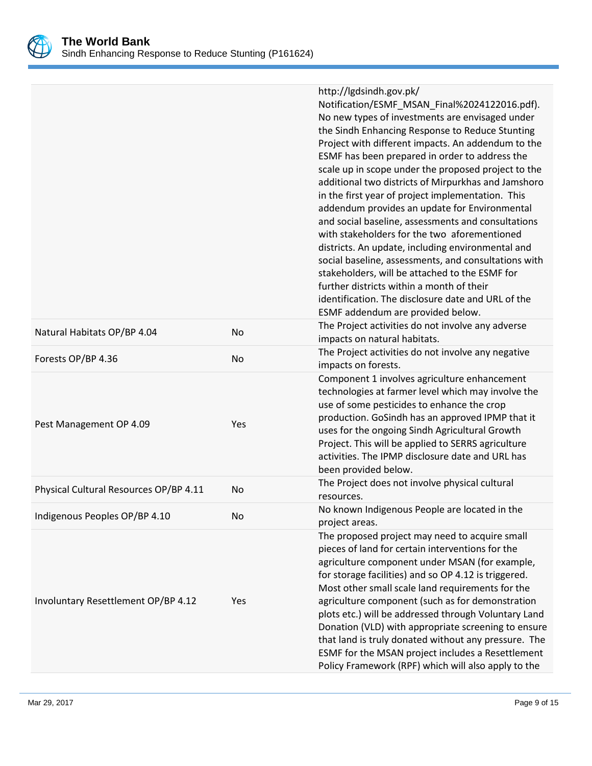| | | |
|---|---|---|
| | | http://lgdsindh.gov.pk/Notification/ESMF_MSAN_Final%2024122016.pdf). No new types of investments are envisaged under the Sindh Enhancing Response to Reduce Stunting Project with different impacts. An addendum to the ESMF has been prepared in order to address the scale up in scope under the proposed project to the additional two districts of Mirpurkhas and Jamshoro in the first year of project implementation. This addendum provides an update for Environmental and social baseline, assessments and consultations with stakeholders for the two aforementioned districts. An update, including environmental and social baseline, assessments, and consultations with stakeholders, will be attached to the ESMF for further districts within a month of their identification. The disclosure date and URL of the ESMF addendum are provided below. |
| Natural Habitats OP/BP 4.04 | No | The Project activities do not involve any adverse impacts on natural habitats. |
| Forests OP/BP 4.36 | No | The Project activities do not involve any negative impacts on forests. |
| Pest Management OP 4.09 | Yes | Component 1 involves agriculture enhancement technologies at farmer level which may involve the use of some pesticides to enhance the crop production. GoSindh has an approved IPMP that it uses for the ongoing Sindh Agricultural Growth Project. This will be applied to SERRS agriculture activities. The IPMP disclosure date and URL has been provided below. |
| Physical Cultural Resources OP/BP 4.11 | No | The Project does not involve physical cultural resources. |
| Indigenous Peoples OP/BP 4.10 | No | No known Indigenous People are located in the project areas. |
| Involuntary Resettlement OP/BP 4.12 | Yes | The proposed project may need to acquire small pieces of land for certain interventions for the agriculture component under MSAN (for example, for storage facilities) and so OP 4.12 is triggered. Most other small scale land requirements for the agriculture component (such as for demonstration plots etc.) will be addressed through Voluntary Land Donation (VLD) with appropriate screening to ensure that land is truly donated without any pressure. The ESMF for the MSAN project includes a Resettlement Policy Framework (RPF) which will also apply to the |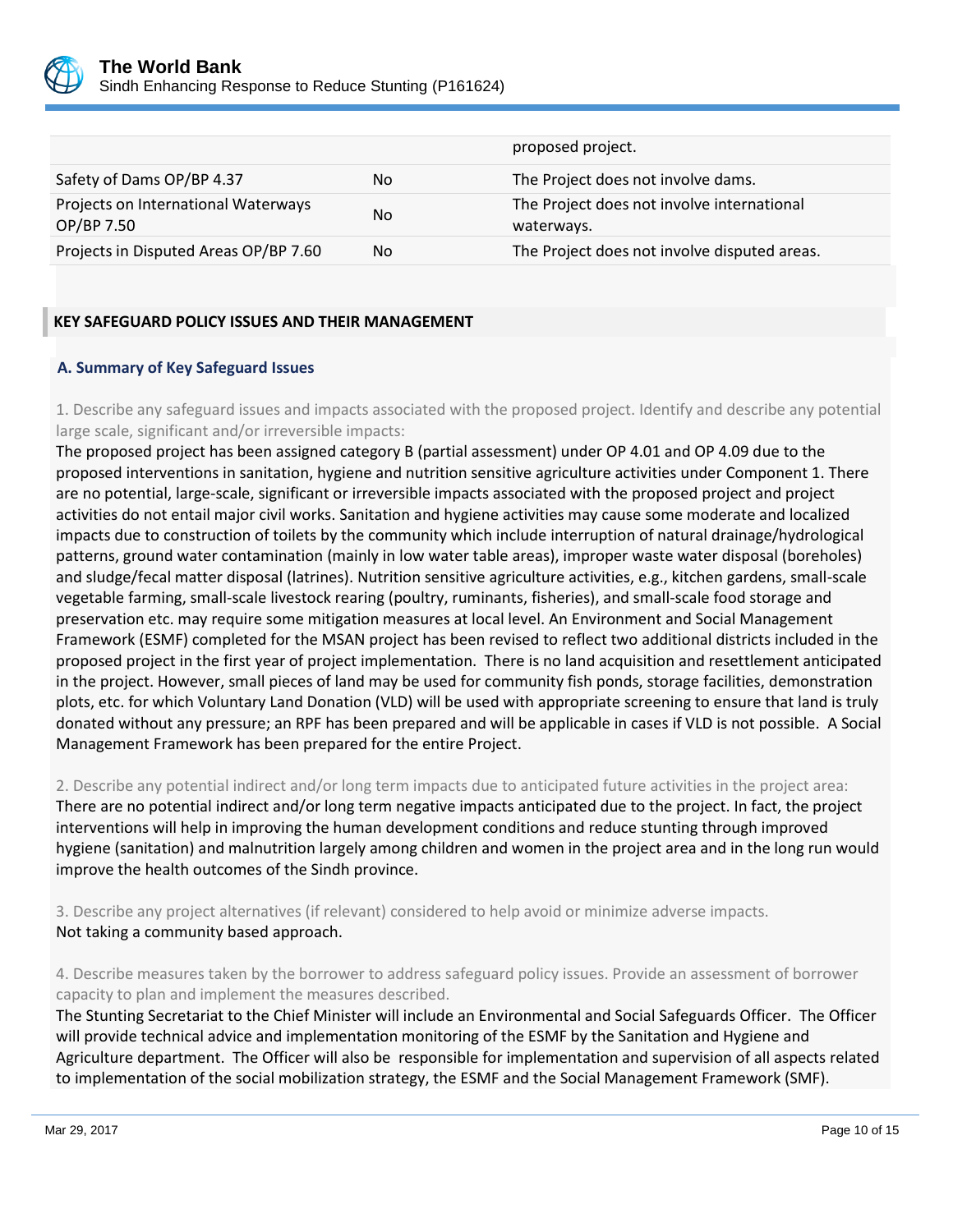| | | proposed project. |
|---|---|---|
| Safety of Dams OP/BP 4.37 | No | The Project does not involve dams. |
| Projects on International Waterways OP/BP 7.50 | No | The Project does not involve international waterways. |
| Projects in Disputed Areas OP/BP 7.60 | No | The Project does not involve disputed areas. |

## KEY SAFEGUARD POLICY ISSUES AND THEIR MANAGEMENT

### A. Summary of Key Safeguard Issues

1. Describe any safeguard issues and impacts associated with the proposed project. Identify and describe any potential large scale, significant and/or irreversible impacts:

The proposed project has been assigned category B (partial assessment) under OP 4.01 and OP 4.09 due to the proposed interventions in sanitation, hygiene and nutrition sensitive agriculture activities under Component 1. There are no potential, large-scale, significant or irreversible impacts associated with the proposed project and project activities do not entail major civil works. Sanitation and hygiene activities may cause some moderate and localized impacts due to construction of toilets by the community which include interruption of natural drainage/hydrological patterns, ground water contamination (mainly in low water table areas), improper waste water disposal (boreholes) and sludge/fecal matter disposal (latrines). Nutrition sensitive agriculture activities, e.g., kitchen gardens, small-scale vegetable farming, small-scale livestock rearing (poultry, ruminants, fisheries), and small-scale food storage and preservation etc. may require some mitigation measures at local level. An Environment and Social Management Framework (ESMF) completed for the MSAN project has been revised to reflect two additional districts included in the proposed project in the first year of project implementation. There is no land acquisition and resettlement anticipated in the project. However, small pieces of land may be used for community fish ponds, storage facilities, demonstration plots, etc. for which Voluntary Land Donation (VLD) will be used with appropriate screening to ensure that land is truly donated without any pressure; an RPF has been prepared and will be applicable in cases if VLD is not possible. A Social Management Framework has been prepared for the entire Project.

2. Describe any potential indirect and/or long term impacts due to anticipated future activities in the project area:

There are no potential indirect and/or long term negative impacts anticipated due to the project. In fact, the project interventions will help in improving the human development conditions and reduce stunting through improved hygiene (sanitation) and malnutrition largely among children and women in the project area and in the long run would improve the health outcomes of the Sindh province.

3. Describe any project alternatives (if relevant) considered to help avoid or minimize adverse impacts.

Not taking a community based approach.

4. Describe measures taken by the borrower to address safeguard policy issues. Provide an assessment of borrower capacity to plan and implement the measures described.

The Stunting Secretariat to the Chief Minister will include an Environmental and Social Safeguards Officer. The Officer will provide technical advice and implementation monitoring of the ESMF by the Sanitation and Hygiene and Agriculture department. The Officer will also be responsible for implementation and supervision of all aspects related to implementation of the social mobilization strategy, the ESMF and the Social Management Framework (SMF).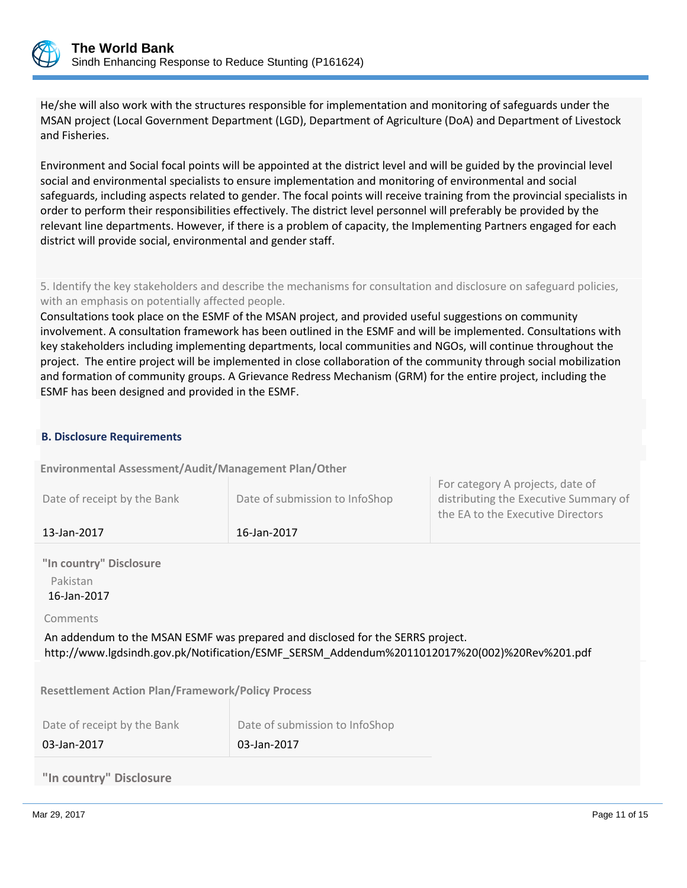He/she will also work with the structures responsible for implementation and monitoring of safeguards under the MSAN project (Local Government Department (LGD), Department of Agriculture (DoA) and Department of Livestock and Fisheries.

Environment and Social focal points will be appointed at the district level and will be guided by the provincial level social and environmental specialists to ensure implementation and monitoring of environmental and social safeguards, including aspects related to gender. The focal points will receive training from the provincial specialists in order to perform their responsibilities effectively. The district level personnel will preferably be provided by the relevant line departments. However, if there is a problem of capacity, the Implementing Partners engaged for each district will provide social, environmental and gender staff.

5. Identify the key stakeholders and describe the mechanisms for consultation and disclosure on safeguard policies, with an emphasis on potentially affected people.

Consultations took place on the ESMF of the MSAN project, and provided useful suggestions on community involvement. A consultation framework has been outlined in the ESMF and will be implemented. Consultations with key stakeholders including implementing departments, local communities and NGOs, will continue throughout the project. The entire project will be implemented in close collaboration of the community through social mobilization and formation of community groups. A Grievance Redress Mechanism (GRM) for the entire project, including the ESMF has been designed and provided in the ESMF.

### B. Disclosure Requirements

**Environmental Assessment/Audit/Management Plan/Other**

| Date of receipt by the Bank | Date of submission to InfoShop | For category A projects, date of distributing the Executive Summary of the EA to the Executive Directors |
|---|---|---|
| 13-Jan-2017 | 16-Jan-2017 | |

**"In country" Disclosure**

Pakistan
16-Jan-2017

Comments

An addendum to the MSAN ESMF was prepared and disclosed for the SERRS project.
http://www.lgdsindh.gov.pk/Notification/ESMF_SERSM_Addendum%2011012017%20(002)%20Rev%201.pdf

**Resettlement Action Plan/Framework/Policy Process**

| Date of receipt by the Bank | Date of submission to InfoShop |
|---|---|
| 03-Jan-2017 | 03-Jan-2017 |

**"In country" Disclosure**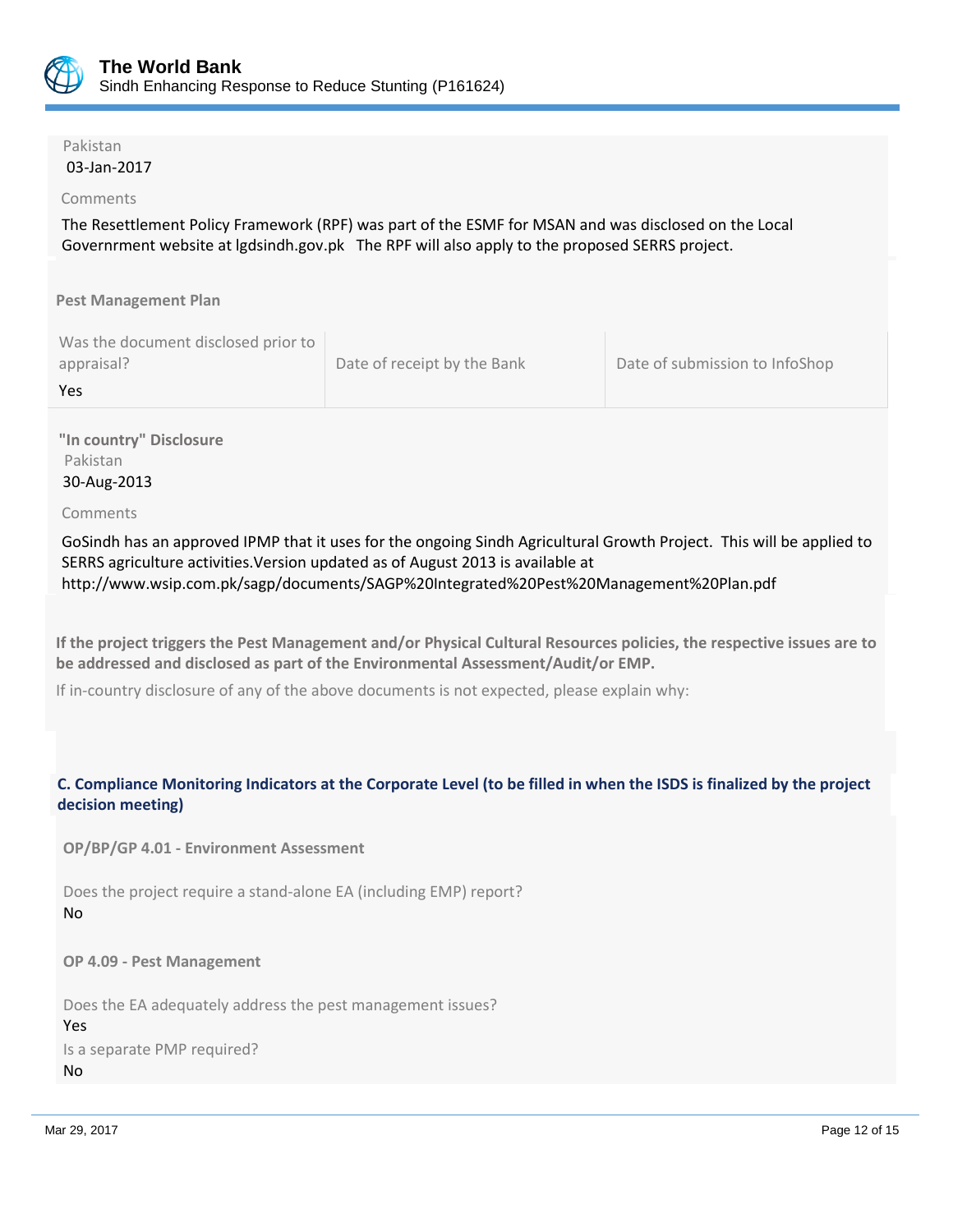Pakistan
03-Jan-2017

Comments

The Resettlement Policy Framework (RPF) was part of the ESMF for MSAN and was disclosed on the Local Governrment website at lgdsindh.gov.pk   The RPF will also apply to the proposed SERRS project.

**Pest Management Plan**

| Was the document disclosed prior to appraisal? | Date of receipt by the Bank | Date of submission to InfoShop |
|---|---|---|
| Yes | | |

**"In country" Disclosure**

Pakistan
30-Aug-2013

Comments

GoSindh has an approved IPMP that it uses for the ongoing Sindh Agricultural Growth Project.  This will be applied to SERRS agriculture activities.Version updated as of August 2013 is available at http://www.wsip.com.pk/sagp/documents/SAGP%20Integrated%20Pest%20Management%20Plan.pdf

**If the project triggers the Pest Management and/or Physical Cultural Resources policies, the respective issues are to be addressed and disclosed as part of the Environmental Assessment/Audit/or EMP.**

If in-country disclosure of any of the above documents is not expected, please explain why:

### C. Compliance Monitoring Indicators at the Corporate Level (to be filled in when the ISDS is finalized by the project decision meeting)

**OP/BP/GP 4.01 - Environment Assessment**

Does the project require a stand-alone EA (including EMP) report?
No

**OP 4.09 - Pest Management**

Does the EA adequately address the pest management issues?
Yes

Is a separate PMP required?
No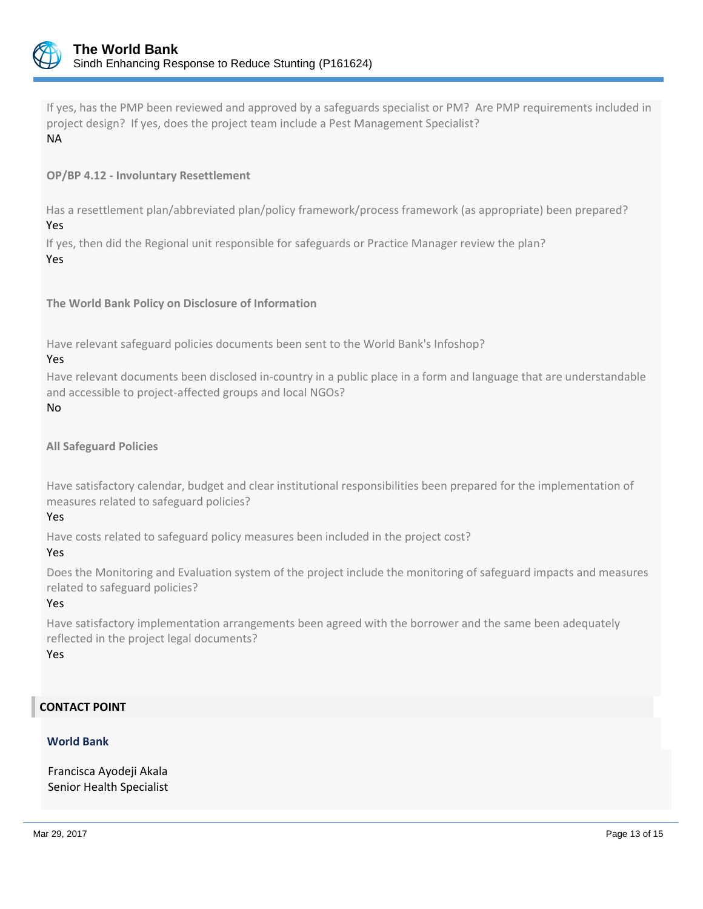If yes, has the PMP been reviewed and approved by a safeguards specialist or PM? Are PMP requirements included in project design? If yes, does the project team include a Pest Management Specialist?

NA

**OP/BP 4.12 - Involuntary Resettlement**

Has a resettlement plan/abbreviated plan/policy framework/process framework (as appropriate) been prepared?

Yes

If yes, then did the Regional unit responsible for safeguards or Practice Manager review the plan?

Yes

**The World Bank Policy on Disclosure of Information**

Have relevant safeguard policies documents been sent to the World Bank's Infoshop?

Yes

Have relevant documents been disclosed in-country in a public place in a form and language that are understandable and accessible to project-affected groups and local NGOs?

No

**All Safeguard Policies**

Have satisfactory calendar, budget and clear institutional responsibilities been prepared for the implementation of measures related to safeguard policies?

Yes

Have costs related to safeguard policy measures been included in the project cost?

Yes

Does the Monitoring and Evaluation system of the project include the monitoring of safeguard impacts and measures related to safeguard policies?

Yes

Have satisfactory implementation arrangements been agreed with the borrower and the same been adequately reflected in the project legal documents?

Yes

## CONTACT POINT

### World Bank

Francisca Ayodeji Akala
Senior Health Specialist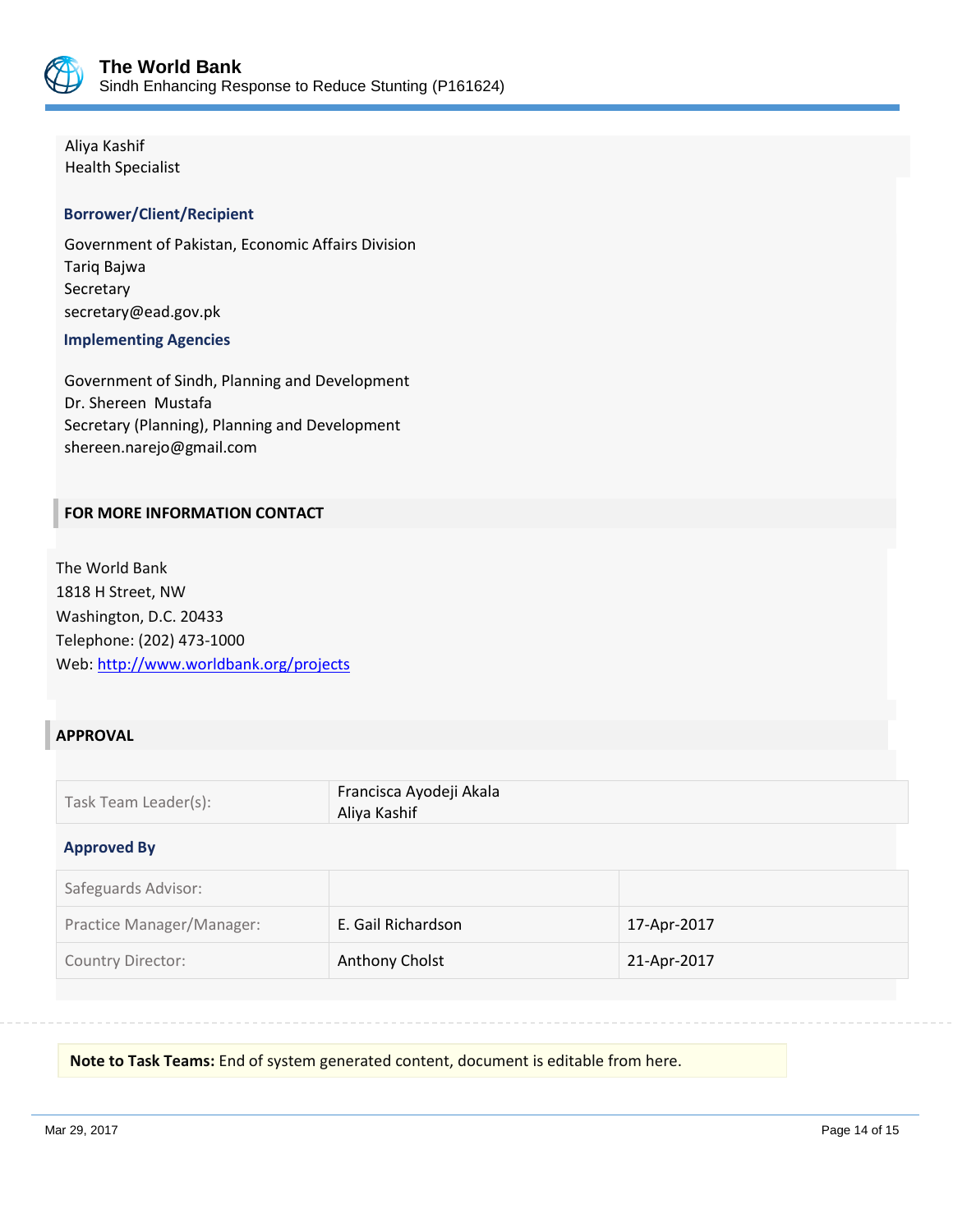Aliya Kashif
Health Specialist

### Borrower/Client/Recipient

Government of Pakistan, Economic Affairs Division
Tariq Bajwa
Secretary
secretary@ead.gov.pk

### Implementing Agencies

Government of Sindh, Planning and Development
Dr. Shereen Mustafa
Secretary (Planning), Planning and Development
shereen.narejo@gmail.com

## FOR MORE INFORMATION CONTACT

The World Bank
1818 H Street, NW
Washington, D.C. 20433
Telephone: (202) 473-1000
Web: http://www.worldbank.org/projects

## APPROVAL

| | |
|---|---|
| Task Team Leader(s): | Francisca Ayodeji Akala<br>Aliya Kashif |

### Approved By

| | | |
|---|---|---|
| Safeguards Advisor: | | |
| Practice Manager/Manager: | E. Gail Richardson | 17-Apr-2017 |
| Country Director: | Anthony Cholst | 21-Apr-2017 |

**Note to Task Teams:** End of system generated content, document is editable from here.